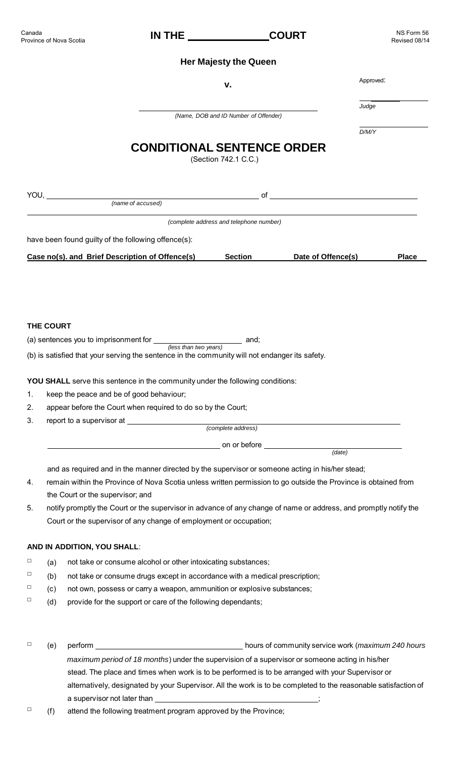Canada
Province of Nova Scotia

# IN THE ______________ COURT

NS Form 56
Revised 08/14

**Her Majesty the Queen**

**v.**

______________________________________________
*(Name, DOB and ID Number of Offender)*

Approved:

______________
*Judge*

______________
*D/M/Y*

# CONDITIONAL SENTENCE ORDER

(Section 742.1 C.C.)

YOU, ______________________________________________ of ______________________________________
*(name of accused)*

______________________________________________________________________________________________
*(complete address and telephone number)*

have been found guilty of the following offence(s):

| **Case no(s). and Brief Description of Offence(s)** | **Section** | **Date of Offence(s)** | **Place** |
|---|---|---|---|
| | | | |

**THE COURT**

(a) sentences you to imprisonment for ______________________ *(less than two years)* and;

(b) is satisfied that your serving the sentence in the community will not endanger its safety.

**YOU SHALL** serve this sentence in the community under the following conditions:

1. keep the peace and be of good behaviour;
2. appear before the Court when required to do so by the Court;
3. report to a supervisor at ______________________________________________________ *(complete address)*

   ______________________________________________ on or before ______________________________ *(date)*

   and as required and in the manner directed by the supervisor or someone acting in his/her stead;
4. remain within the Province of Nova Scotia unless written permission to go outside the Province is obtained from the Court or the supervisor; and
5. notify promptly the Court or the supervisor in advance of any change of name or address, and promptly notify the Court or the supervisor of any change of employment or occupation;

**AND IN ADDITION, YOU SHALL**:

☐ (a) not take or consume alcohol or other intoxicating substances;

☐ (b) not take or consume drugs except in accordance with a medical prescription;

☐ (c) not own, possess or carry a weapon, ammunition or explosive substances;

☐ (d) provide for the support or care of the following dependants;

☐ (e) perform ______________________________ hours of community service work (*maximum 240 hours maximum period of 18 months*) under the supervision of a supervisor or someone acting in his/her stead. The place and times when work is to be performed is to be arranged with your Supervisor or alternatively, designated by your Supervisor. All the work is to be completed to the reasonable satisfaction of a supervisor not later than ______________________________;

☐ (f) attend the following treatment program approved by the Province;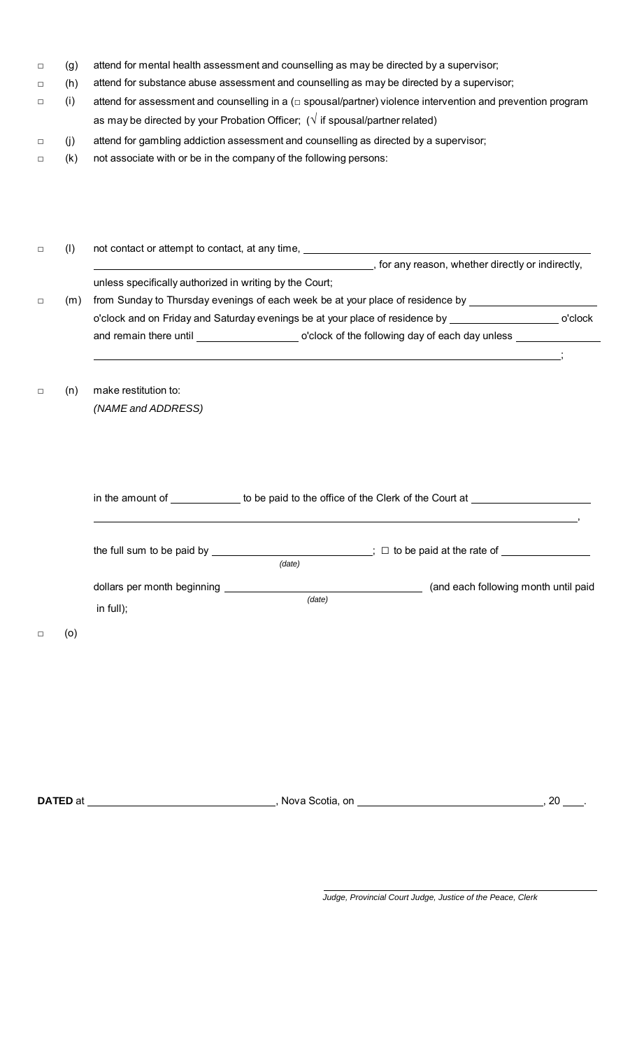- □ (g) attend for mental health assessment and counselling as may be directed by a supervisor;
- □ (h) attend for substance abuse assessment and counselling as may be directed by a supervisor;
- □ (i) attend for assessment and counselling in a (□ spousal/partner) violence intervention and prevention program as may be directed by your Probation Officer; (√ if spousal/partner related)
- □ (j) attend for gambling addiction assessment and counselling as directed by a supervisor;
- □ (k) not associate with or be in the company of the following persons:

- □ (l) not contact or attempt to contact, at any time, \_\_\_\_\_\_\_\_\_\_\_\_\_\_\_\_\_\_\_\_\_\_\_\_\_\_\_\_\_\_\_\_\_\_\_\_\_\_\_\_ \_\_\_\_\_\_\_\_\_\_\_\_\_\_\_\_\_\_\_\_\_\_\_\_\_\_\_\_\_\_\_\_\_\_\_\_\_\_\_\_, for any reason, whether directly or indirectly, unless specifically authorized in writing by the Court;
- □ (m) from Sunday to Thursday evenings of each week be at your place of residence by \_\_\_\_\_\_\_\_\_\_\_\_\_\_\_\_\_\_\_\_ o'clock and on Friday and Saturday evenings be at your place of residence by \_\_\_\_\_\_\_\_\_\_\_\_\_\_\_\_\_\_ o'clock and remain there until \_\_\_\_\_\_\_\_\_\_\_\_\_\_\_\_ o'clock of the following day of each day unless \_\_\_\_\_\_\_\_\_\_\_\_\_\_\_\_ \_\_\_\_\_\_\_\_\_\_\_\_\_\_\_\_\_\_\_\_\_\_\_\_\_\_\_\_\_\_\_\_\_\_\_\_\_\_\_\_\_\_\_\_\_\_\_\_\_\_\_\_\_\_\_\_\_\_\_\_\_\_\_\_\_\_\_\_\_\_;
- □ (n) make restitution to:
  *(NAME and ADDRESS)*

  in the amount of \_\_\_\_\_\_\_\_\_\_\_\_ to be paid to the office of the Clerk of the Court at \_\_\_\_\_\_\_\_\_\_\_\_\_\_\_\_\_\_\_\_ \_\_\_\_\_\_\_\_\_\_\_\_\_\_\_\_\_\_\_\_\_\_\_\_\_\_\_\_\_\_\_\_\_\_\_\_\_\_\_\_\_\_\_\_\_\_\_\_\_\_\_\_\_\_\_\_\_\_\_\_\_\_\_\_\_\_\_\_\_\_,

  the full sum to be paid by \_\_\_\_\_\_\_\_\_\_\_\_\_\_\_\_\_\_\_\_\_\_\_\_\_\_ *(date)*; □ to be paid at the rate of \_\_\_\_\_\_\_\_\_\_\_\_\_\_\_ dollars per month beginning \_\_\_\_\_\_\_\_\_\_\_\_\_\_\_\_\_\_\_\_\_\_\_\_\_\_\_\_\_\_\_\_\_\_ *(date)* (and each following month until paid in full);
- □ (o)

**DATED** at \_\_\_\_\_\_\_\_\_\_\_\_\_\_\_\_\_\_\_\_\_\_\_\_\_\_\_\_\_\_\_, Nova Scotia, on \_\_\_\_\_\_\_\_\_\_\_\_\_\_\_\_\_\_\_\_\_\_\_\_\_\_\_\_\_\_\_, 20 \_\_\_\_.

\_\_\_\_\_\_\_\_\_\_\_\_\_\_\_\_\_\_\_\_\_\_\_\_\_\_\_\_\_\_\_\_\_\_\_\_\_\_\_\_\_\_\_\_\_\_\_\_

*Judge, Provincial Court Judge, Justice of the Peace, Clerk*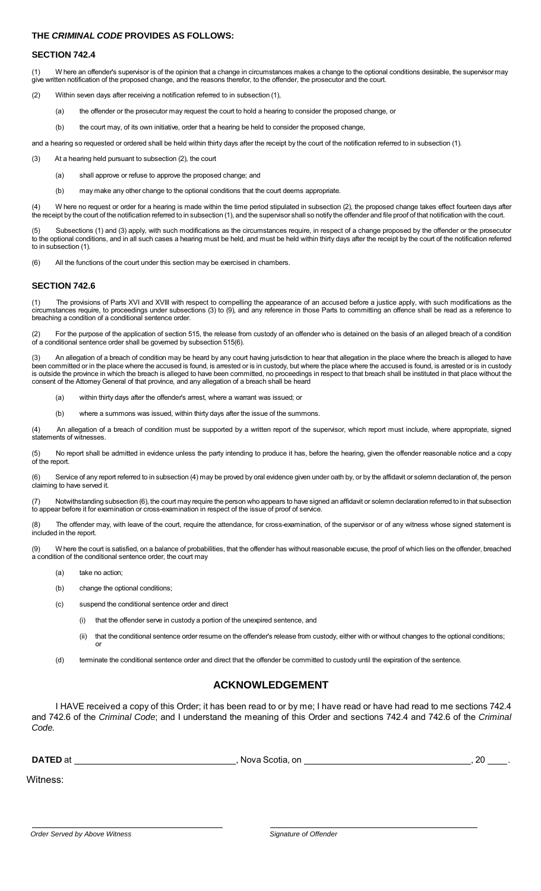**THE *CRIMINAL CODE* PROVIDES AS FOLLOWS:**

**SECTION 742.4**

(1) Where an offender's supervisor is of the opinion that a change in circumstances makes a change to the optional conditions desirable, the supervisor may give written notification of the proposed change, and the reasons therefor, to the offender, the prosecutor and the court.

(2) Within seven days after receiving a notification referred to in subsection (1),

- (a) the offender or the prosecutor may request the court to hold a hearing to consider the proposed change, or
- (b) the court may, of its own initiative, order that a hearing be held to consider the proposed change,

and a hearing so requested or ordered shall be held within thirty days after the receipt by the court of the notification referred to in subsection (1).

(3) At a hearing held pursuant to subsection (2), the court

- (a) shall approve or refuse to approve the proposed change; and
- (b) may make any other change to the optional conditions that the court deems appropriate.

(4) Where no request or order for a hearing is made within the time period stipulated in subsection (2), the proposed change takes effect fourteen days after the receipt by the court of the notification referred to in subsection (1), and the supervisor shall so notify the offender and file proof of that notification with the court.

(5) Subsections (1) and (3) apply, with such modifications as the circumstances require, in respect of a change proposed by the offender or the prosecutor to the optional conditions, and in all such cases a hearing must be held, and must be held within thirty days after the receipt by the court of the notification referred to in subsection (1).

(6) All the functions of the court under this section may be exercised in chambers.

**SECTION 742.6**

(1) The provisions of Parts XVI and XVIII with respect to compelling the appearance of an accused before a justice apply, with such modifications as the circumstances require, to proceedings under subsections (3) to (9), and any reference in those Parts to committing an offence shall be read as a reference to breaching a condition of a conditional sentence order.

(2) For the purpose of the application of section 515, the release from custody of an offender who is detained on the basis of an alleged breach of a condition of a conditional sentence order shall be governed by subsection 515(6).

(3) An allegation of a breach of condition may be heard by any court having jurisdiction to hear that allegation in the place where the breach is alleged to have been committed or in the place where the accused is found, is arrested or is in custody, but where the place where the accused is found, is arrested or is in custody is outside the province in which the breach is alleged to have been committed, no proceedings in respect to that breach shall be instituted in that place without the consent of the Attorney General of that province, and any allegation of a breach shall be heard

- (a) within thirty days after the offender's arrest, where a warrant was issued; or
- (b) where a summons was issued, within thirty days after the issue of the summons.

(4) An allegation of a breach of condition must be supported by a written report of the supervisor, which report must include, where appropriate, signed statements of witnesses.

(5) No report shall be admitted in evidence unless the party intending to produce it has, before the hearing, given the offender reasonable notice and a copy of the report.

(6) Service of any report referred to in subsection (4) may be proved by oral evidence given under oath by, or by the affidavit or solemn declaration of, the person claiming to have served it.

(7) Notwithstanding subsection (6), the court may require the person who appears to have signed an affidavit or solemn declaration referred to in that subsection to appear before it for examination or cross-examination in respect of the issue of proof of service.

(8) The offender may, with leave of the court, require the attendance, for cross-examination, of the supervisor or of any witness whose signed statement is included in the report.

(9) Where the court is satisfied, on a balance of probabilities, that the offender has without reasonable excuse, the proof of which lies on the offender, breached a condition of the conditional sentence order, the court may

- (a) take no action;
- (b) change the optional conditions;
- (c) suspend the conditional sentence order and direct
  - (i) that the offender serve in custody a portion of the unexpired sentence, and
  - (ii) that the conditional sentence order resume on the offender's release from custody, either with or without changes to the optional conditions; or
- (d) terminate the conditional sentence order and direct that the offender be committed to custody until the expiration of the sentence.

## ACKNOWLEDGEMENT

I HAVE received a copy of this Order; it has been read to or by me; I have read or have had read to me sections 742.4 and 742.6 of the *Criminal Code*; and I understand the meaning of this Order and sections 742.4 and 742.6 of the *Criminal Code.*

**DATED** at ______________________________, Nova Scotia, on ______________________________, 20 ____.

Witness:

______________________________ ______________________________

*Order Served by Above Witness* *Signature of Offender*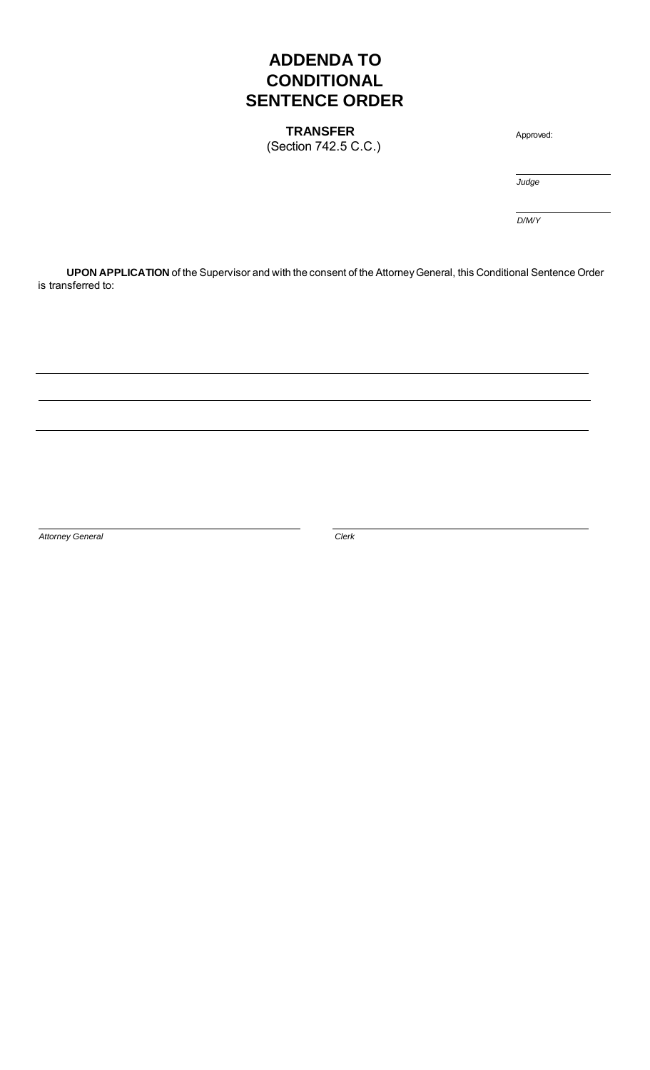# ADDENDA TO CONDITIONAL SENTENCE ORDER

**TRANSFER**
(Section 742.5 C.C.)

Approved:

______________________
*Judge*

______________________
*D/M/Y*

**UPON APPLICATION** of the Supervisor and with the consent of the Attorney General, this Conditional Sentence Order is transferred to:

________________________________________________________________________________

________________________________________________________________________________

________________________________________________________________________________

______________________________________
*Attorney General*

______________________________________
*Clerk*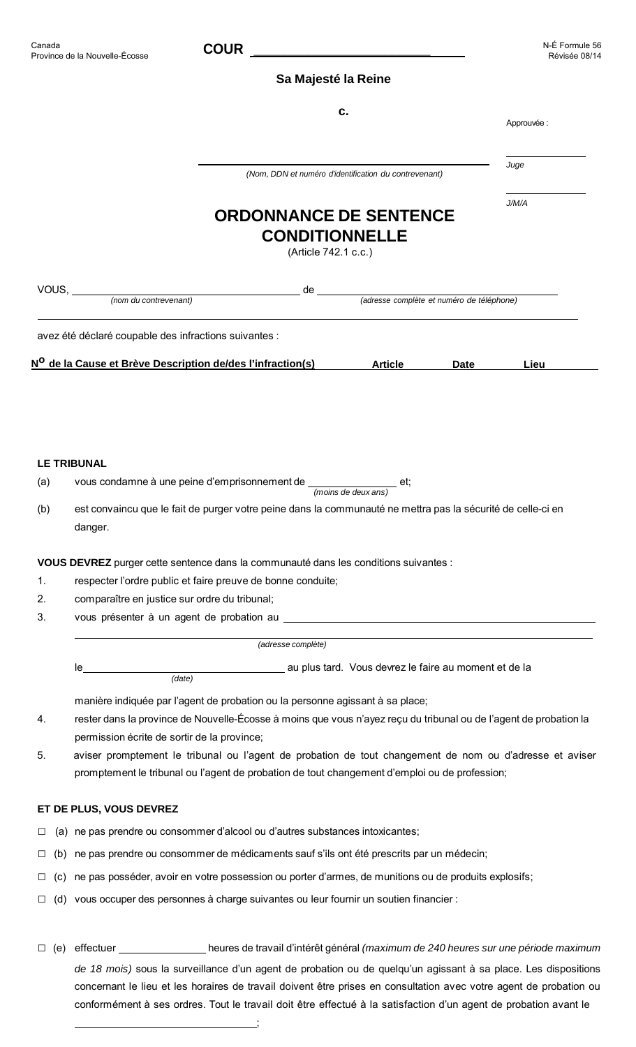Canada
Province de la Nouvelle-Écosse

**COUR** ______________________________

N-É Formule 56
Révisée 08/14

**Sa Majesté la Reine**

**c.**

Approuvée :

______________
Juge

______________
J/M/A

______________________________________________
*(Nom, DDN et numéro d'identification du contrevenant)*

# ORDONNANCE DE SENTENCE CONDITIONNELLE

(Article 742.1 c.c.)

VOUS, ______________________________ de ______________________________
*(nom du contrevenant)* *(adresse complète et numéro de téléphone)*

avez été déclaré coupable des infractions suivantes :

| Nº de la Cause et Brève Description de/des l'infraction(s) | Article | Date | Lieu |
|---|---|---|---|
| | | | |

**LE TRIBUNAL**

(a) vous condamne à une peine d'emprisonnement de ______________ et;
*(moins de deux ans)*

(b) est convaincu que le fait de purger votre peine dans la communauté ne mettra pas la sécurité de celle-ci en danger.

**VOUS DEVREZ** purger cette sentence dans la communauté dans les conditions suivantes :

1. respecter l'ordre public et faire preuve de bonne conduite;
2. comparaître en justice sur ordre du tribunal;
3. vous présenter à un agent de probation au ______________________________

   ______________________________
   *(adresse complète)*

   le ______________________________ au plus tard. Vous devrez le faire au moment et de la
   *(date)*

   manière indiquée par l'agent de probation ou la personne agissant à sa place;
4. rester dans la province de Nouvelle-Écosse à moins que vous n'ayez reçu du tribunal ou de l'agent de probation la permission écrite de sortir de la province;
5. aviser promptement le tribunal ou l'agent de probation de tout changement de nom ou d'adresse et aviser promptement le tribunal ou l'agent de probation de tout changement d'emploi ou de profession;

**ET DE PLUS, VOUS DEVREZ**

☐ (a) ne pas prendre ou consommer d'alcool ou d'autres substances intoxicantes;

☐ (b) ne pas prendre ou consommer de médicaments sauf s'ils ont été prescrits par un médecin;

☐ (c) ne pas posséder, avoir en votre possession ou porter d'armes, de munitions ou de produits explosifs;

☐ (d) vous occuper des personnes à charge suivantes ou leur fournir un soutien financier :

☐ (e) effectuer ______________ heures de travail d'intérêt général *(maximum de 240 heures sur une période maximum de 18 mois)* sous la surveillance d'un agent de probation ou de quelqu'un agissant à sa place. Les dispositions concernant le lieu et les horaires de travail doivent être prises en consultation avec votre agent de probation ou conformément à ses ordres. Tout le travail doit être effectué à la satisfaction d'un agent de probation avant le ______________________________;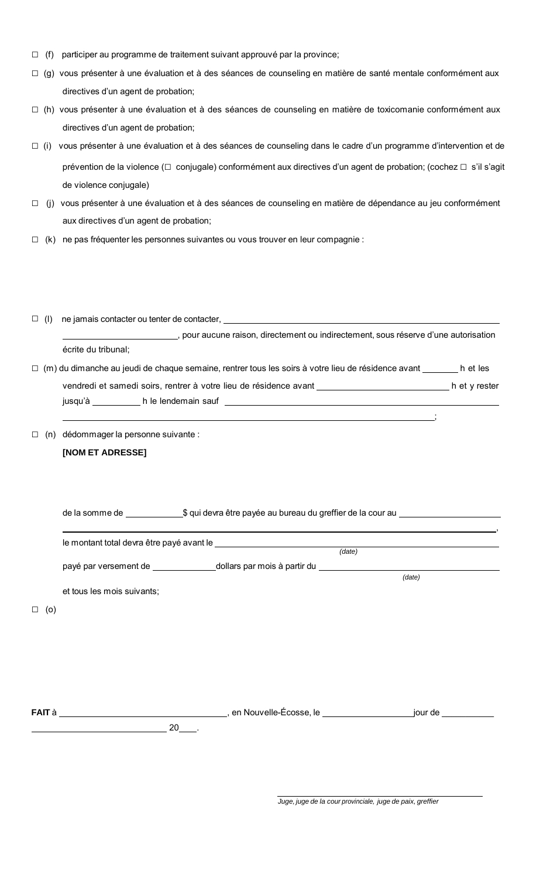☐ (f) participer au programme de traitement suivant approuvé par la province;

☐ (g) vous présenter à une évaluation et à des séances de counseling en matière de santé mentale conformément aux directives d'un agent de probation;

☐ (h) vous présenter à une évaluation et à des séances de counseling en matière de toxicomanie conformément aux directives d'un agent de probation;

☐ (i) vous présenter à une évaluation et à des séances de counseling dans le cadre d'un programme d'intervention et de prévention de la violence (☐ conjugale) conformément aux directives d'un agent de probation; (cochez ☐ s'il s'agit de violence conjugale)

☐ (j) vous présenter à une évaluation et à des séances de counseling en matière de dépendance au jeu conformément aux directives d'un agent de probation;

☐ (k) ne pas fréquenter les personnes suivantes ou vous trouver en leur compagnie :

☐ (l) ne jamais contacter ou tenter de contacter, ______________________________ ______________________, pour aucune raison, directement ou indirectement, sous réserve d'une autorisation écrite du tribunal;

☐ (m) du dimanche au jeudi de chaque semaine, rentrer tous les soirs à votre lieu de résidence avant _______ h et les vendredi et samedi soirs, rentrer à votre lieu de résidence avant __________________________ h et y rester jusqu'à __________ h le lendemain sauf ______________________________ ______________________________;

☐ (n) dédommager la personne suivante :

**[NOM ET ADRESSE]**

de la somme de ____________$ qui devra être payée au bureau du greffier de la cour au ____________________ ______________________________,

le montant total devra être payé avant le ______________________________
*(date)*

payé par versement de _____________dollars par mois à partir du ______________________________
*(date)*

et tous les mois suivants;

☐ (o)

**FAIT** à ______________________________, en Nouvelle-Écosse, le __________________jour de ___________ ___________________________ 20____.

______________________________
*Juge, juge de la cour provinciale, juge de paix, greffier*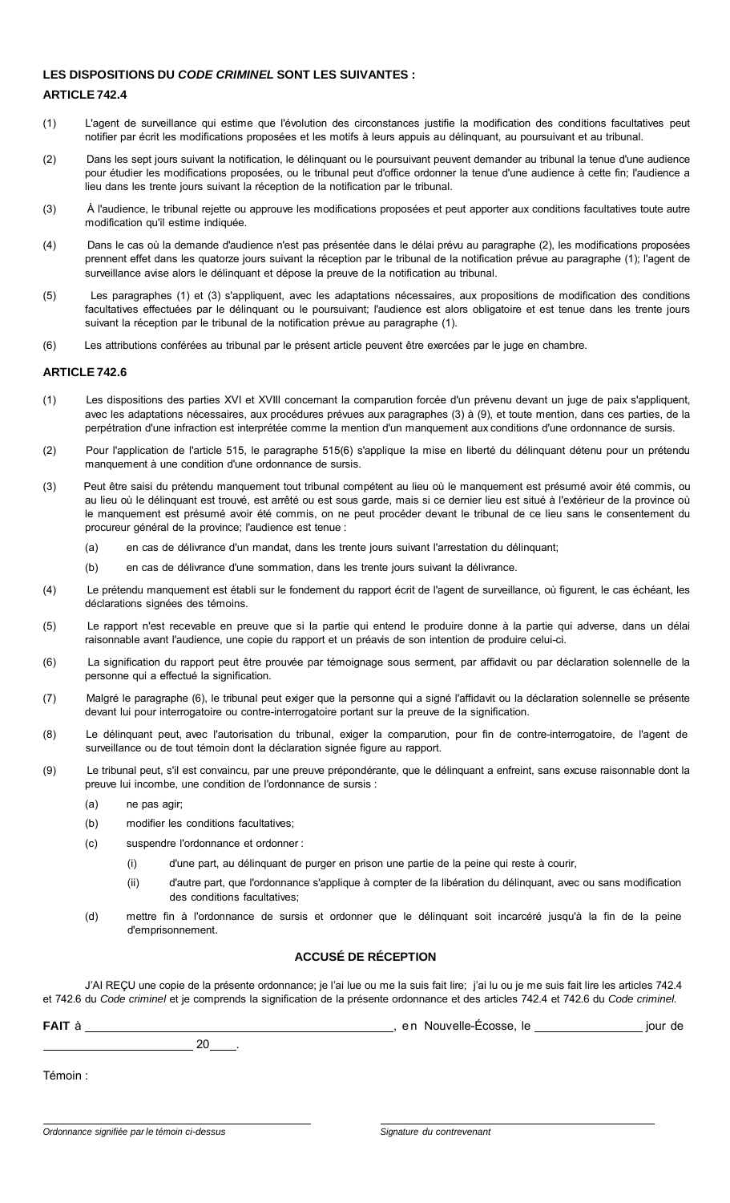**LES DISPOSITIONS DU *CODE CRIMINEL* SONT LES SUIVANTES :**

**ARTICLE 742.4**

(1) L'agent de surveillance qui estime que l'évolution des circonstances justifie la modification des conditions facultatives peut notifier par écrit les modifications proposées et les motifs à leurs appuis au délinquant, au poursuivant et au tribunal.

(2) Dans les sept jours suivant la notification, le délinquant ou le poursuivant peuvent demander au tribunal la tenue d'une audience pour étudier les modifications proposées, ou le tribunal peut d'office ordonner la tenue d'une audience à cette fin; l'audience a lieu dans les trente jours suivant la réception de la notification par le tribunal.

(3) À l'audience, le tribunal rejette ou approuve les modifications proposées et peut apporter aux conditions facultatives toute autre modification qu'il estime indiquée.

(4) Dans le cas où la demande d'audience n'est pas présentée dans le délai prévu au paragraphe (2), les modifications proposées prennent effet dans les quatorze jours suivant la réception par le tribunal de la notification prévue au paragraphe (1); l'agent de surveillance avise alors le délinquant et dépose la preuve de la notification au tribunal.

(5) Les paragraphes (1) et (3) s'appliquent, avec les adaptations nécessaires, aux propositions de modification des conditions facultatives effectuées par le délinquant ou le poursuivant; l'audience est alors obligatoire et est tenue dans les trente jours suivant la réception par le tribunal de la notification prévue au paragraphe (1).

(6) Les attributions conférées au tribunal par le présent article peuvent être exercées par le juge en chambre.

**ARTICLE 742.6**

(1) Les dispositions des parties XVI et XVIII concernant la comparution forcée d'un prévenu devant un juge de paix s'appliquent, avec les adaptations nécessaires, aux procédures prévues aux paragraphes (3) à (9), et toute mention, dans ces parties, de la perpétration d'une infraction est interprétée comme la mention d'un manquement aux conditions d'une ordonnance de sursis.

(2) Pour l'application de l'article 515, le paragraphe 515(6) s'applique la mise en liberté du délinquant détenu pour un prétendu manquement à une condition d'une ordonnance de sursis.

(3) Peut être saisi du prétendu manquement tout tribunal compétent au lieu où le manquement est présumé avoir été commis, ou au lieu où le délinquant est trouvé, est arrêté ou est sous garde, mais si ce dernier lieu est situé à l'extérieur de la province où le manquement est présumé avoir été commis, on ne peut procéder devant le tribunal de ce lieu sans le consentement du procureur général de la province; l'audience est tenue :

   (a) en cas de délivrance d'un mandat, dans les trente jours suivant l'arrestation du délinquant;

   (b) en cas de délivrance d'une sommation, dans les trente jours suivant la délivrance.

(4) Le prétendu manquement est établi sur le fondement du rapport écrit de l'agent de surveillance, où figurent, le cas échéant, les déclarations signées des témoins.

(5) Le rapport n'est recevable en preuve que si la partie qui entend le produire donne à la partie qui adverse, dans un délai raisonnable avant l'audience, une copie du rapport et un préavis de son intention de produire celui-ci.

(6) La signification du rapport peut être prouvée par témoignage sous serment, par affidavit ou par déclaration solennelle de la personne qui a effectué la signification.

(7) Malgré le paragraphe (6), le tribunal peut exiger que la personne qui a signé l'affidavit ou la déclaration solennelle se présente devant lui pour interrogatoire ou contre-interrogatoire portant sur la preuve de la signification.

(8) Le délinquant peut, avec l'autorisation du tribunal, exiger la comparution, pour fin de contre-interrogatoire, de l'agent de surveillance ou de tout témoin dont la déclaration signée figure au rapport.

(9) Le tribunal peut, s'il est convaincu, par une preuve prépondérante, que le délinquant a enfreint, sans excuse raisonnable dont la preuve lui incombe, une condition de l'ordonnance de sursis :

   (a) ne pas agir;

   (b) modifier les conditions facultatives;

   (c) suspendre l'ordonnance et ordonner :

      (i) d'une part, au délinquant de purger en prison une partie de la peine qui reste à courir,

      (ii) d'autre part, que l'ordonnance s'applique à compter de la libération du délinquant, avec ou sans modification des conditions facultatives;

   (d) mettre fin à l'ordonnance de sursis et ordonner que le délinquant soit incarcéré jusqu'à la fin de la peine d'emprisonnement.

### ACCUSÉ DE RÉCEPTION

J'AI REÇU une copie de la présente ordonnance; je l'ai lue ou me la suis fait lire; j'ai lu ou je me suis fait lire les articles 742.4 et 742.6 du *Code criminel* et je comprends la signification de la présente ordonnance et des articles 742.4 et 742.6 du *Code criminel.*

**FAIT** à ______________________________, en Nouvelle-Écosse, le ______________ jour de ______________ 20____.

Témoin :

______________________________ *Ordonnance signifiée par le témoin ci-dessus*

______________________________ *Signature du contrevenant*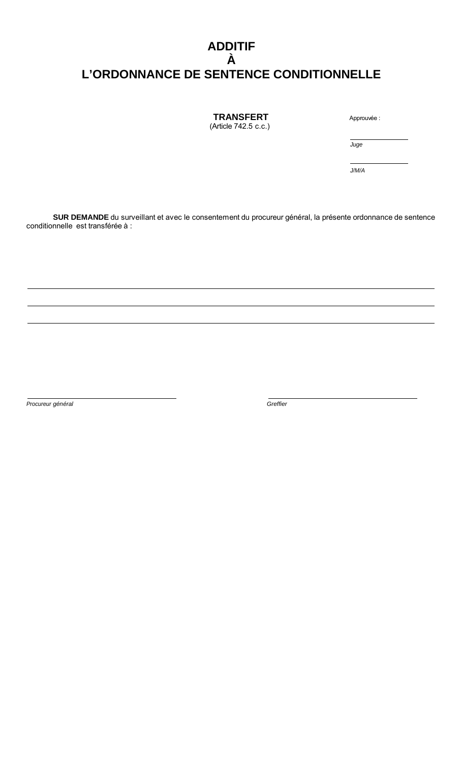# ADDITIF
# À
# L'ORDONNANCE DE SENTENCE CONDITIONNELLE

**TRANSFERT**
(Article 742.5 c.c.)

Approuvée :

_______________
*Juge*

_______________
*J/M/A*

**SUR DEMANDE** du surveillant et avec le consentement du procureur général, la présente ordonnance de sentence conditionnelle est transférée à :

_______________________________________________________________________________

_______________________________________________________________________________

_______________________________________________________________________________

_______________________________
*Procureur général*

_______________________________
*Greffier*